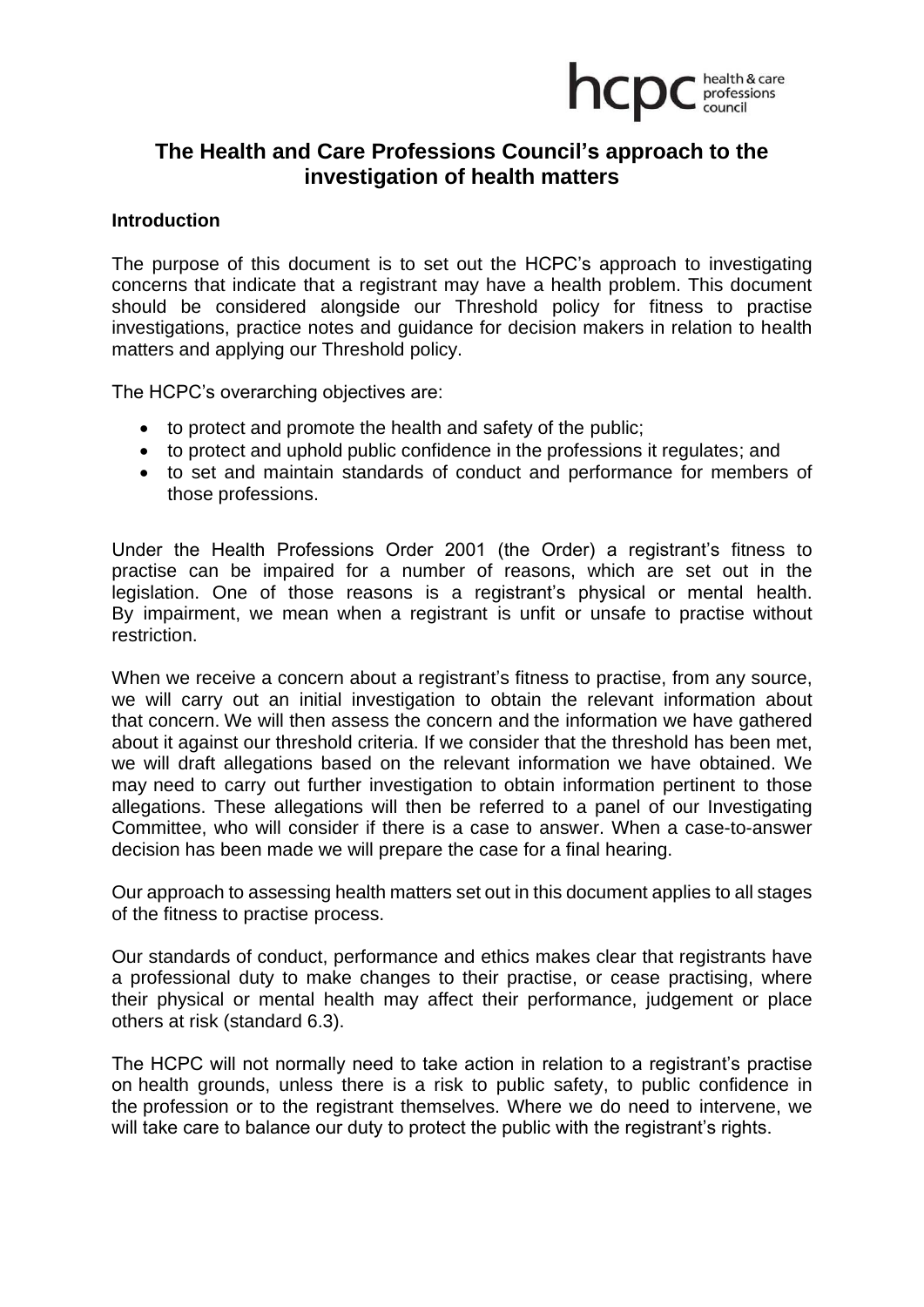# The Health and Care Professions Council's approach to the investigation of health matters

## Introduction

The purpose of this document is to set out the HCPC's approach to investigating concerns that indicate that a registrant may have a health problem. This document should be considered alongside our Threshold policy for fitness to practise investigations, practice notes and guidance for decision makers in relation to health matters and applying our Threshold policy.

The HCPC's overarching objectives are:

- to protect and promote the health and safety of the public;
- to protect and uphold public confidence in the professions it regulates; and
- to set and maintain standards of conduct and performance for members of those professions.

Under the Health Professions Order 2001 (the Order) a registrant's fitness to practise can be impaired for a number of reasons, which are set out in the legislation. One of those reasons is a registrant's physical or mental health. By impairment, we mean when a registrant is unfit or unsafe to practise without restriction.

When we receive a concern about a registrant's fitness to practise, from any source, we will carry out an initial investigation to obtain the relevant information about that concern. We will then assess the concern and the information we have gathered about it against our threshold criteria. If we consider that the threshold has been met, we will draft allegations based on the relevant information we have obtained. We may need to carry out further investigation to obtain information pertinent to those allegations. These allegations will then be referred to a panel of our Investigating Committee, who will consider if there is a case to answer. When a case-to-answer decision has been made we will prepare the case for a final hearing.

Our approach to assessing health matters set out in this document applies to all stages of the fitness to practise process.

Our standards of conduct, performance and ethics makes clear that registrants have a professional duty to make changes to their practise, or cease practising, where their physical or mental health may affect their performance, judgement or place others at risk (standard 6.3).

The HCPC will not normally need to take action in relation to a registrant's practise on health grounds, unless there is a risk to public safety, to public confidence in the profession or to the registrant themselves. Where we do need to intervene, we will take care to balance our duty to protect the public with the registrant's rights.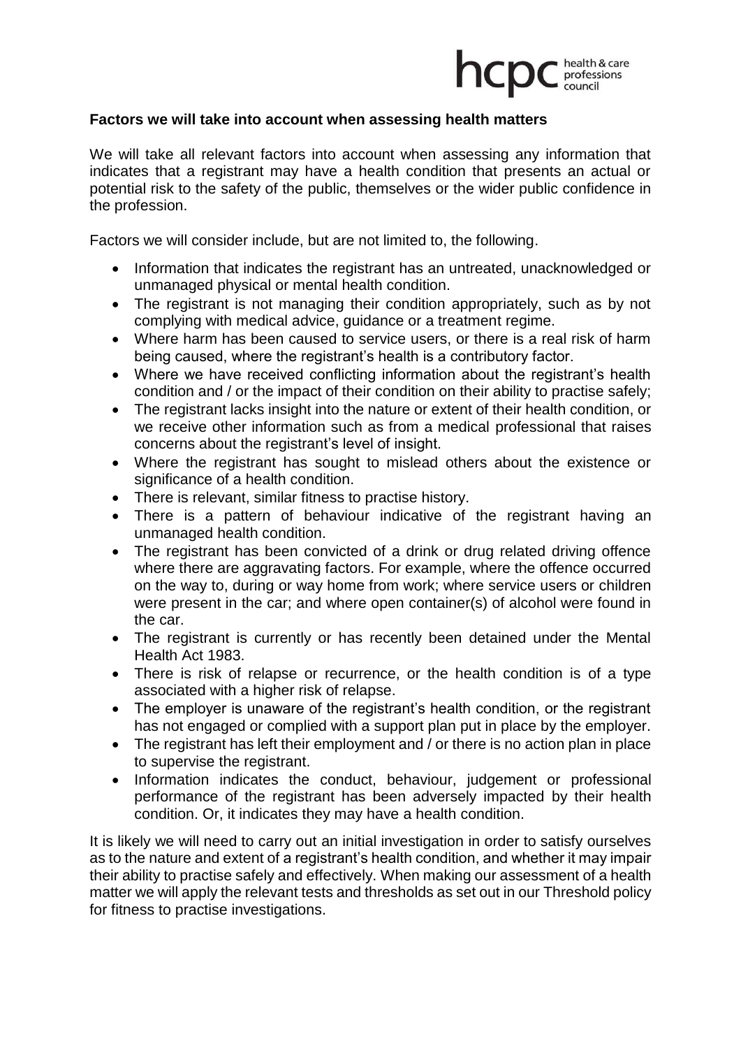**Factors we will take into account when assessing health matters**

We will take all relevant factors into account when assessing any information that indicates that a registrant may have a health condition that presents an actual or potential risk to the safety of the public, themselves or the wider public confidence in the profession.

Factors we will consider include, but are not limited to, the following.

- Information that indicates the registrant has an untreated, unacknowledged or unmanaged physical or mental health condition.
- The registrant is not managing their condition appropriately, such as by not complying with medical advice, guidance or a treatment regime.
- Where harm has been caused to service users, or there is a real risk of harm being caused, where the registrant's health is a contributory factor.
- Where we have received conflicting information about the registrant's health condition and / or the impact of their condition on their ability to practise safely;
- The registrant lacks insight into the nature or extent of their health condition, or we receive other information such as from a medical professional that raises concerns about the registrant's level of insight.
- Where the registrant has sought to mislead others about the existence or significance of a health condition.
- There is relevant, similar fitness to practise history.
- There is a pattern of behaviour indicative of the registrant having an unmanaged health condition.
- The registrant has been convicted of a drink or drug related driving offence where there are aggravating factors. For example, where the offence occurred on the way to, during or way home from work; where service users or children were present in the car; and where open container(s) of alcohol were found in the car.
- The registrant is currently or has recently been detained under the Mental Health Act 1983.
- There is risk of relapse or recurrence, or the health condition is of a type associated with a higher risk of relapse.
- The employer is unaware of the registrant's health condition, or the registrant has not engaged or complied with a support plan put in place by the employer.
- The registrant has left their employment and / or there is no action plan in place to supervise the registrant.
- Information indicates the conduct, behaviour, judgement or professional performance of the registrant has been adversely impacted by their health condition. Or, it indicates they may have a health condition.

It is likely we will need to carry out an initial investigation in order to satisfy ourselves as to the nature and extent of a registrant's health condition, and whether it may impair their ability to practise safely and effectively. When making our assessment of a health matter we will apply the relevant tests and thresholds as set out in our Threshold policy for fitness to practise investigations.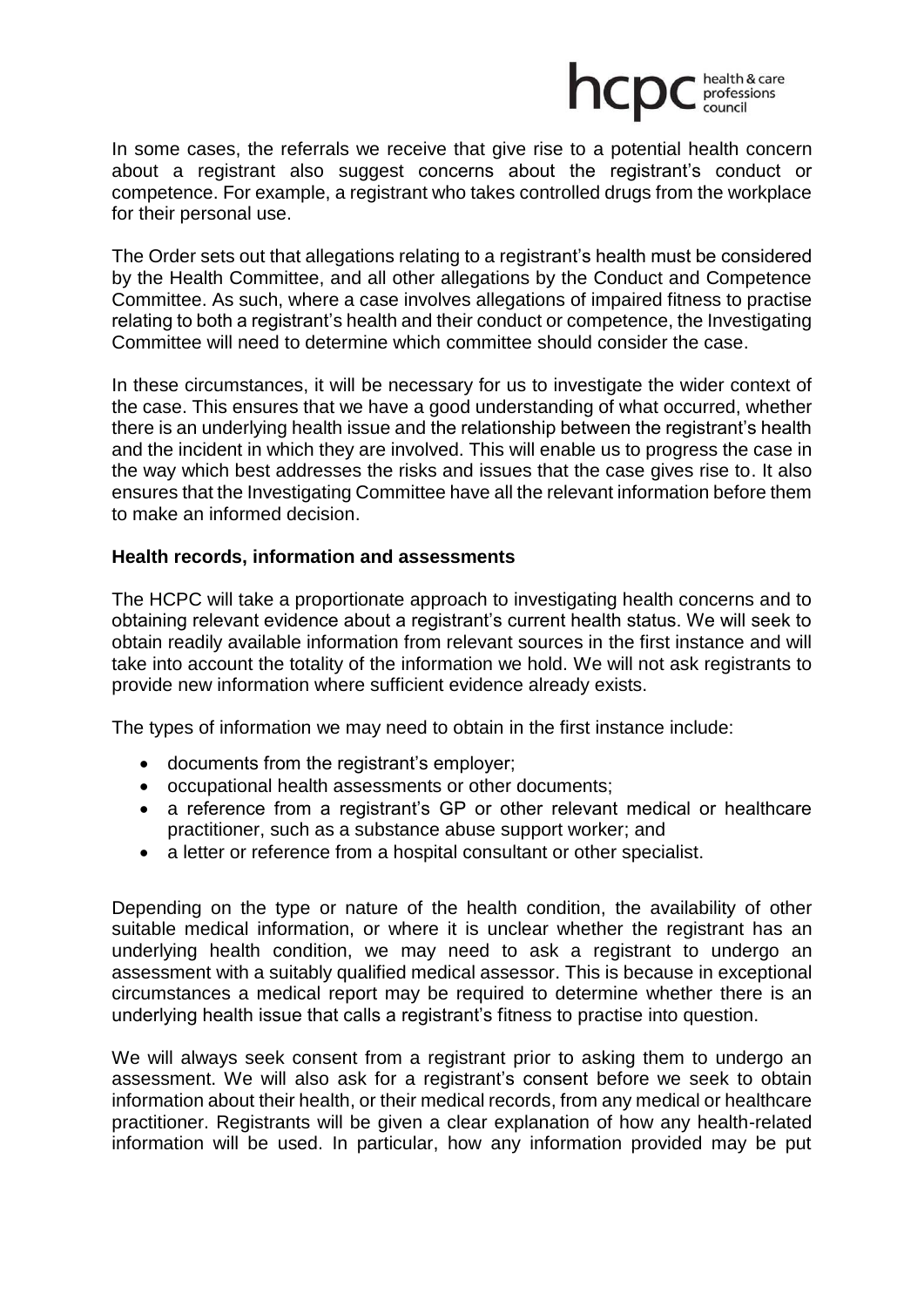In some cases, the referrals we receive that give rise to a potential health concern about a registrant also suggest concerns about the registrant's conduct or competence. For example, a registrant who takes controlled drugs from the workplace for their personal use.

The Order sets out that allegations relating to a registrant's health must be considered by the Health Committee, and all other allegations by the Conduct and Competence Committee. As such, where a case involves allegations of impaired fitness to practise relating to both a registrant's health and their conduct or competence, the Investigating Committee will need to determine which committee should consider the case.

In these circumstances, it will be necessary for us to investigate the wider context of the case. This ensures that we have a good understanding of what occurred, whether there is an underlying health issue and the relationship between the registrant's health and the incident in which they are involved. This will enable us to progress the case in the way which best addresses the risks and issues that the case gives rise to. It also ensures that the Investigating Committee have all the relevant information before them to make an informed decision.

**Health records, information and assessments**

The HCPC will take a proportionate approach to investigating health concerns and to obtaining relevant evidence about a registrant's current health status. We will seek to obtain readily available information from relevant sources in the first instance and will take into account the totality of the information we hold. We will not ask registrants to provide new information where sufficient evidence already exists.

The types of information we may need to obtain in the first instance include:

- documents from the registrant's employer;
- occupational health assessments or other documents;
- a reference from a registrant's GP or other relevant medical or healthcare practitioner, such as a substance abuse support worker; and
- a letter or reference from a hospital consultant or other specialist.

Depending on the type or nature of the health condition, the availability of other suitable medical information, or where it is unclear whether the registrant has an underlying health condition, we may need to ask a registrant to undergo an assessment with a suitably qualified medical assessor. This is because in exceptional circumstances a medical report may be required to determine whether there is an underlying health issue that calls a registrant's fitness to practise into question.

We will always seek consent from a registrant prior to asking them to undergo an assessment. We will also ask for a registrant's consent before we seek to obtain information about their health, or their medical records, from any medical or healthcare practitioner. Registrants will be given a clear explanation of how any health-related information will be used. In particular, how any information provided may be put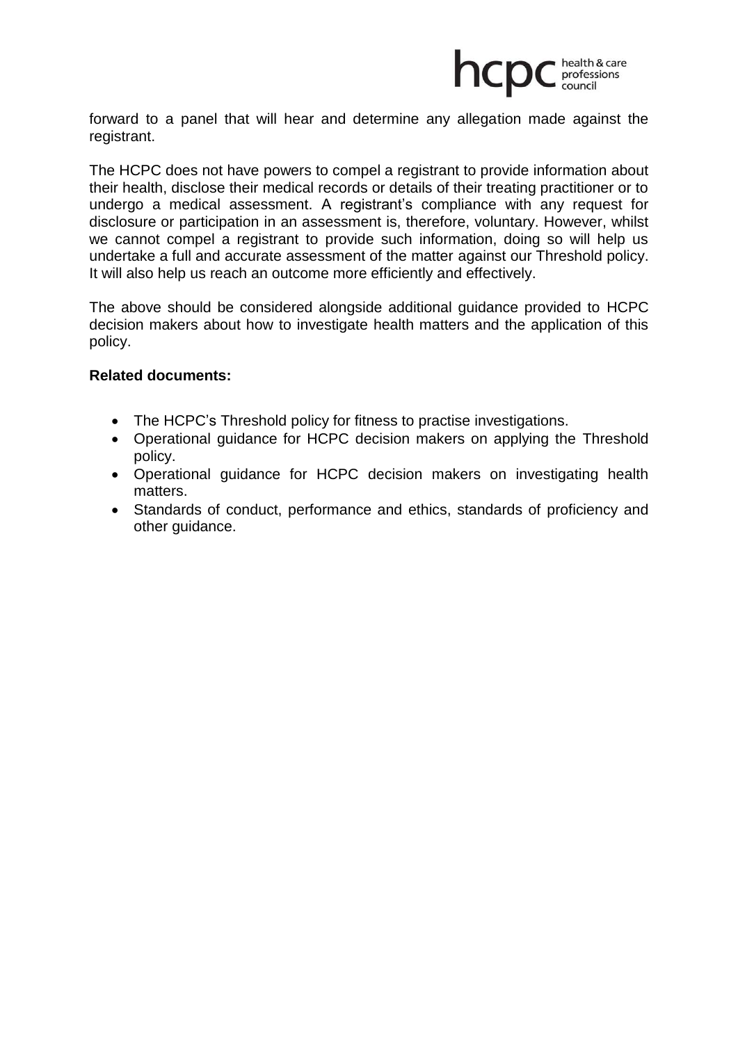forward to a panel that will hear and determine any allegation made against the registrant.

The HCPC does not have powers to compel a registrant to provide information about their health, disclose their medical records or details of their treating practitioner or to undergo a medical assessment. A registrant's compliance with any request for disclosure or participation in an assessment is, therefore, voluntary. However, whilst we cannot compel a registrant to provide such information, doing so will help us undertake a full and accurate assessment of the matter against our Threshold policy. It will also help us reach an outcome more efficiently and effectively.

The above should be considered alongside additional guidance provided to HCPC decision makers about how to investigate health matters and the application of this policy.

**Related documents:**

- The HCPC's Threshold policy for fitness to practise investigations.
- Operational guidance for HCPC decision makers on applying the Threshold policy.
- Operational guidance for HCPC decision makers on investigating health matters.
- Standards of conduct, performance and ethics, standards of proficiency and other guidance.